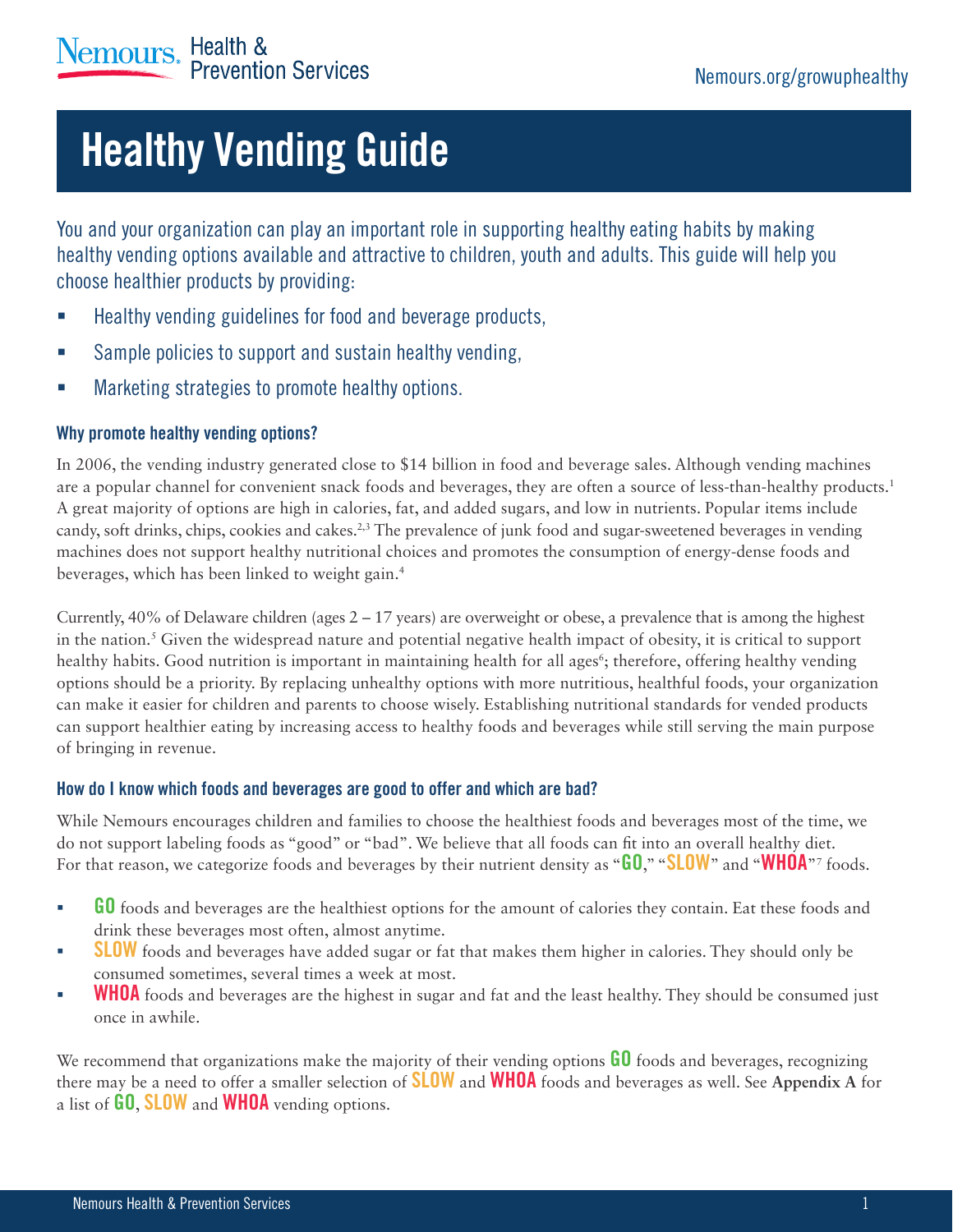Nemours. Health & Prevention Services

Nemours.org/growuphealthy

# Healthy Vending Guide

You and your organization can play an important role in supporting healthy eating habits by making healthy vending options available and attractive to children, youth and adults. This guide will help you choose healthier products by providing:

- Healthy vending guidelines for food and beverage products,
- Sample policies to support and sustain healthy vending,
- Marketing strategies to promote healthy options.

### Why promote healthy vending options?

In 2006, the vending industry generated close to $14 billion in food and beverage sales. Although vending machines are a popular channel for convenient snack foods and beverages, they are often a source of less-than-healthy products.[1] A great majority of options are high in calories, fat, and added sugars, and low in nutrients. Popular items include candy, soft drinks, chips, cookies and cakes.[2,3] The prevalence of junk food and sugar-sweetened beverages in vending machines does not support healthy nutritional choices and promotes the consumption of energy-dense foods and beverages, which has been linked to weight gain.[4]

Currently, 40% of Delaware children (ages 2 – 17 years) are overweight or obese, a prevalence that is among the highest in the nation.[5] Given the widespread nature and potential negative health impact of obesity, it is critical to support healthy habits. Good nutrition is important in maintaining health for all ages[6]; therefore, offering healthy vending options should be a priority. By replacing unhealthy options with more nutritious, healthful foods, your organization can make it easier for children and parents to choose wisely. Establishing nutritional standards for vended products can support healthier eating by increasing access to healthy foods and beverages while still serving the main purpose of bringing in revenue.

### How do I know which foods and beverages are good to offer and which are bad?

While Nemours encourages children and families to choose the healthiest foods and beverages most of the time, we do not support labeling foods as "good" or "bad". We believe that all foods can fit into an overall healthy diet. For that reason, we categorize foods and beverages by their nutrient density as "**GO**," "**SLOW**" and "**WHOA**"[7] foods.

- **GO** foods and beverages are the healthiest options for the amount of calories they contain. Eat these foods and drink these beverages most often, almost anytime.
- **SLOW** foods and beverages have added sugar or fat that makes them higher in calories. They should only be consumed sometimes, several times a week at most.
- **WHOA** foods and beverages are the highest in sugar and fat and the least healthy. They should be consumed just once in awhile.

We recommend that organizations make the majority of their vending options **GO** foods and beverages, recognizing there may be a need to offer a smaller selection of **SLOW** and **WHOA** foods and beverages as well. See **Appendix A** for a list of **GO**, **SLOW** and **WHOA** vending options.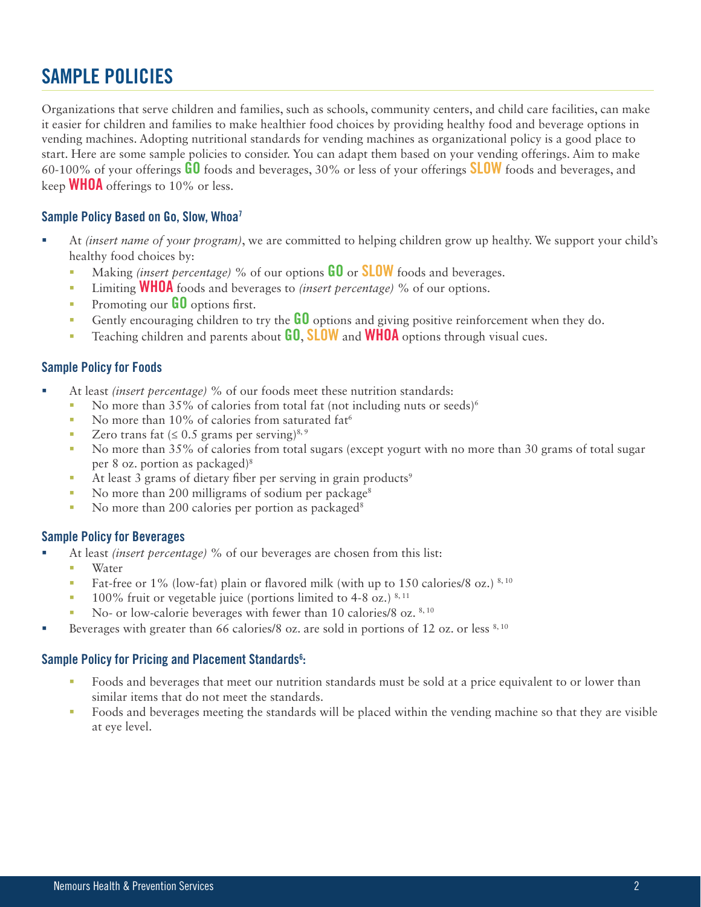## SAMPLE POLICIES

Organizations that serve children and families, such as schools, community centers, and child care facilities, can make it easier for children and families to make healthier food choices by providing healthy food and beverage options in vending machines. Adopting nutritional standards for vending machines as organizational policy is a good place to start. Here are some sample policies to consider. You can adapt them based on your vending offerings. Aim to make 60-100% of your offerings **GO** foods and beverages, 30% or less of your offerings **SLOW** foods and beverages, and keep **WHOA** offerings to 10% or less.

### Sample Policy Based on Go, Slow, Whoa[7]

- At *(insert name of your program)*, we are committed to helping children grow up healthy. We support your child's healthy food choices by:
  - Making *(insert percentage)* % of our options **GO** or **SLOW** foods and beverages.
  - Limiting **WHOA** foods and beverages to *(insert percentage)* % of our options.
  - Promoting our **GO** options first.
  - Gently encouraging children to try the **GO** options and giving positive reinforcement when they do.
  - Teaching children and parents about **GO**, **SLOW** and **WHOA** options through visual cues.

### Sample Policy for Foods

- At least *(insert percentage)* % of our foods meet these nutrition standards:
  - No more than 35% of calories from total fat (not including nuts or seeds)[6]
  - No more than 10% of calories from saturated fat[6]
  - Zero trans fat (≤ 0.5 grams per serving)[8, 9]
  - No more than 35% of calories from total sugars (except yogurt with no more than 30 grams of total sugar per 8 oz. portion as packaged)[8]
  - At least 3 grams of dietary fiber per serving in grain products[9]
  - No more than 200 milligrams of sodium per package[8]
  - No more than 200 calories per portion as packaged[8]

### Sample Policy for Beverages

- At least *(insert percentage)* % of our beverages are chosen from this list:
  - Water
  - Fat-free or 1% (low-fat) plain or flavored milk (with up to 150 calories/8 oz.) [8, 10]
  - 100% fruit or vegetable juice (portions limited to 4-8 oz.) [8, 11]
  - No- or low-calorie beverages with fewer than 10 calories/8 oz. [8, 10]
- Beverages with greater than 66 calories/8 oz. are sold in portions of 12 oz. or less [8, 10]

### Sample Policy for Pricing and Placement Standards[6]:

- Foods and beverages that meet our nutrition standards must be sold at a price equivalent to or lower than similar items that do not meet the standards.
- Foods and beverages meeting the standards will be placed within the vending machine so that they are visible at eye level.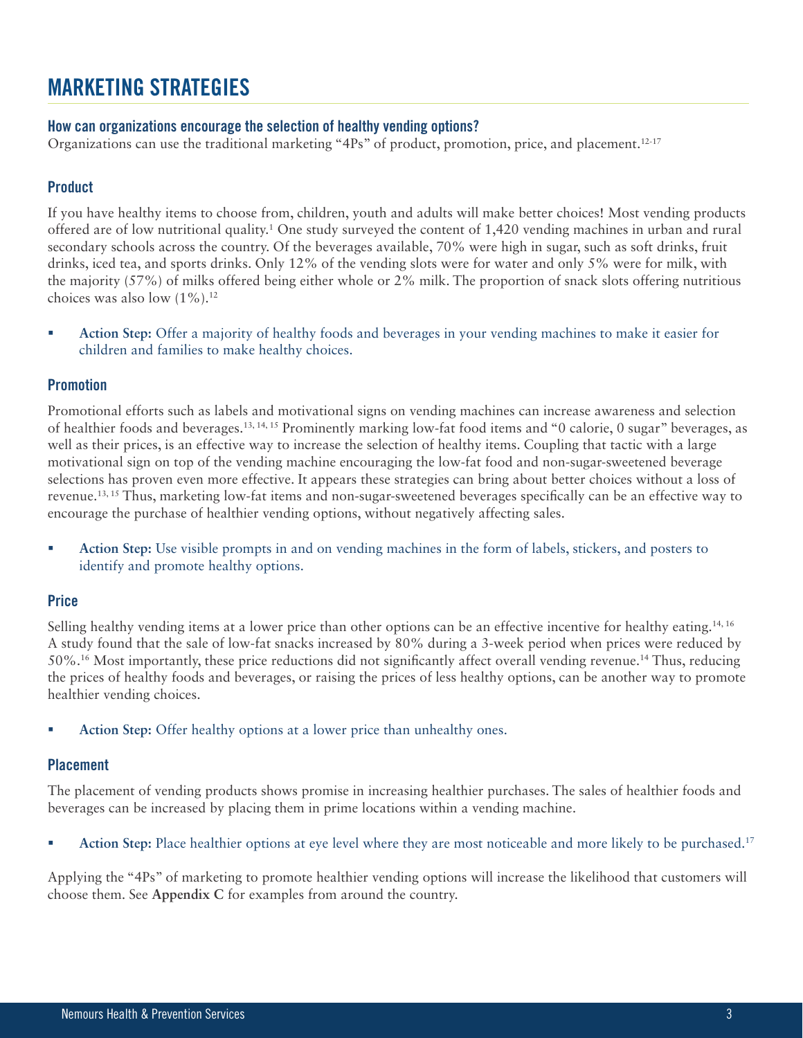# MARKETING STRATEGIES

### How can organizations encourage the selection of healthy vending options?

Organizations can use the traditional marketing "4Ps" of product, promotion, price, and placement.[12-17]

### Product

If you have healthy items to choose from, children, youth and adults will make better choices! Most vending products offered are of low nutritional quality.[1] One study surveyed the content of 1,420 vending machines in urban and rural secondary schools across the country. Of the beverages available, 70% were high in sugar, such as soft drinks, fruit drinks, iced tea, and sports drinks. Only 12% of the vending slots were for water and only 5% were for milk, with the majority (57%) of milks offered being either whole or 2% milk. The proportion of snack slots offering nutritious choices was also low (1%).[12]

- **Action Step:** Offer a majority of healthy foods and beverages in your vending machines to make it easier for children and families to make healthy choices.

### Promotion

Promotional efforts such as labels and motivational signs on vending machines can increase awareness and selection of healthier foods and beverages.[13, 14, 15] Prominently marking low-fat food items and "0 calorie, 0 sugar" beverages, as well as their prices, is an effective way to increase the selection of healthy items. Coupling that tactic with a large motivational sign on top of the vending machine encouraging the low-fat food and non-sugar-sweetened beverage selections has proven even more effective. It appears these strategies can bring about better choices without a loss of revenue.[13, 15] Thus, marketing low-fat items and non-sugar-sweetened beverages specifically can be an effective way to encourage the purchase of healthier vending options, without negatively affecting sales.

- **Action Step:** Use visible prompts in and on vending machines in the form of labels, stickers, and posters to identify and promote healthy options.

### Price

Selling healthy vending items at a lower price than other options can be an effective incentive for healthy eating.[14, 16] A study found that the sale of low-fat snacks increased by 80% during a 3-week period when prices were reduced by 50%.[16] Most importantly, these price reductions did not significantly affect overall vending revenue.[14] Thus, reducing the prices of healthy foods and beverages, or raising the prices of less healthy options, can be another way to promote healthier vending choices.

- **Action Step:** Offer healthy options at a lower price than unhealthy ones.

### Placement

The placement of vending products shows promise in increasing healthier purchases. The sales of healthier foods and beverages can be increased by placing them in prime locations within a vending machine.

- **Action Step:** Place healthier options at eye level where they are most noticeable and more likely to be purchased.[17]

Applying the "4Ps" of marketing to promote healthier vending options will increase the likelihood that customers will choose them. See **Appendix C** for examples from around the country.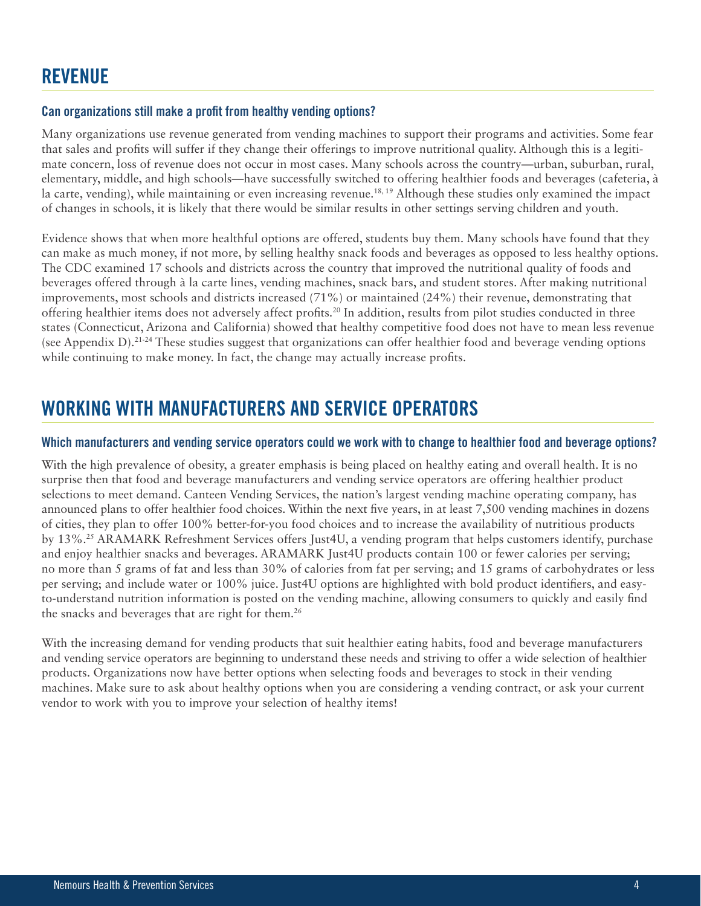## REVENUE

### Can organizations still make a profit from healthy vending options?

Many organizations use revenue generated from vending machines to support their programs and activities. Some fear that sales and profits will suffer if they change their offerings to improve nutritional quality. Although this is a legitimate concern, loss of revenue does not occur in most cases. Many schools across the country—urban, suburban, rural, elementary, middle, and high schools—have successfully switched to offering healthier foods and beverages (cafeteria, à la carte, vending), while maintaining or even increasing revenue.[18, 19] Although these studies only examined the impact of changes in schools, it is likely that there would be similar results in other settings serving children and youth.

Evidence shows that when more healthful options are offered, students buy them. Many schools have found that they can make as much money, if not more, by selling healthy snack foods and beverages as opposed to less healthy options. The CDC examined 17 schools and districts across the country that improved the nutritional quality of foods and beverages offered through à la carte lines, vending machines, snack bars, and student stores. After making nutritional improvements, most schools and districts increased (71%) or maintained (24%) their revenue, demonstrating that offering healthier items does not adversely affect profits.[20] In addition, results from pilot studies conducted in three states (Connecticut, Arizona and California) showed that healthy competitive food does not have to mean less revenue (see Appendix D).[21-24] These studies suggest that organizations can offer healthier food and beverage vending options while continuing to make money. In fact, the change may actually increase profits.

## WORKING WITH MANUFACTURERS AND SERVICE OPERATORS

### Which manufacturers and vending service operators could we work with to change to healthier food and beverage options?

With the high prevalence of obesity, a greater emphasis is being placed on healthy eating and overall health. It is no surprise then that food and beverage manufacturers and vending service operators are offering healthier product selections to meet demand. Canteen Vending Services, the nation's largest vending machine operating company, has announced plans to offer healthier food choices. Within the next five years, in at least 7,500 vending machines in dozens of cities, they plan to offer 100% better-for-you food choices and to increase the availability of nutritious products by 13%.[25] ARAMARK Refreshment Services offers Just4U, a vending program that helps customers identify, purchase and enjoy healthier snacks and beverages. ARAMARK Just4U products contain 100 or fewer calories per serving; no more than 5 grams of fat and less than 30% of calories from fat per serving; and 15 grams of carbohydrates or less per serving; and include water or 100% juice. Just4U options are highlighted with bold product identifiers, and easy-to-understand nutrition information is posted on the vending machine, allowing consumers to quickly and easily find the snacks and beverages that are right for them.[26]

With the increasing demand for vending products that suit healthier eating habits, food and beverage manufacturers and vending service operators are beginning to understand these needs and striving to offer a wide selection of healthier products. Organizations now have better options when selecting foods and beverages to stock in their vending machines. Make sure to ask about healthy options when you are considering a vending contract, or ask your current vendor to work with you to improve your selection of healthy items!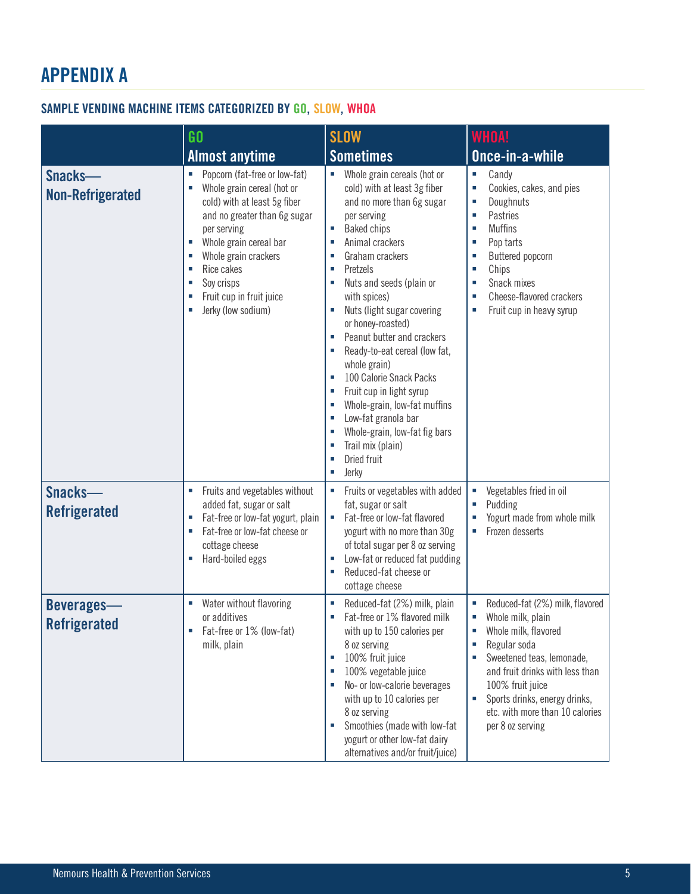# APPENDIX A

## SAMPLE VENDING MACHINE ITEMS CATEGORIZED BY GO, SLOW, WHOA

| | GO<br>Almost anytime | SLOW<br>Sometimes | WHOA!<br>Once-in-a-while |
|---|---|---|---|
| **Snacks—Non-Refrigerated** | ▪ Popcorn (fat-free or low-fat)<br>▪ Whole grain cereal (hot or cold) with at least 5g fiber and no greater than 6g sugar per serving<br>▪ Whole grain cereal bar<br>▪ Whole grain crackers<br>▪ Rice cakes<br>▪ Soy crisps<br>▪ Fruit cup in fruit juice<br>▪ Jerky (low sodium) | ▪ Whole grain cereals (hot or cold) with at least 3g fiber and no more than 6g sugar per serving<br>▪ Baked chips<br>▪ Animal crackers<br>▪ Graham crackers<br>▪ Pretzels<br>▪ Nuts and seeds (plain or with spices)<br>▪ Nuts (light sugar covering or honey-roasted)<br>▪ Peanut butter and crackers<br>▪ Ready-to-eat cereal (low fat, whole grain)<br>▪ 100 Calorie Snack Packs<br>▪ Fruit cup in light syrup<br>▪ Whole-grain, low-fat muffins<br>▪ Low-fat granola bar<br>▪ Whole-grain, low-fat fig bars<br>▪ Trail mix (plain)<br>▪ Dried fruit<br>▪ Jerky | ▪ Candy<br>▪ Cookies, cakes, and pies<br>▪ Doughnuts<br>▪ Pastries<br>▪ Muffins<br>▪ Pop tarts<br>▪ Buttered popcorn<br>▪ Chips<br>▪ Snack mixes<br>▪ Cheese-flavored crackers<br>▪ Fruit cup in heavy syrup |
| **Snacks—Refrigerated** | ▪ Fruits and vegetables without added fat, sugar or salt<br>▪ Fat-free or low-fat yogurt, plain<br>▪ Fat-free or low-fat cheese or cottage cheese<br>▪ Hard-boiled eggs | ▪ Fruits or vegetables with added fat, sugar or salt<br>▪ Fat-free or low-fat flavored yogurt with no more than 30g of total sugar per 8 oz serving<br>▪ Low-fat or reduced fat pudding<br>▪ Reduced-fat cheese or cottage cheese | ▪ Vegetables fried in oil<br>▪ Pudding<br>▪ Yogurt made from whole milk<br>▪ Frozen desserts |
| **Beverages—Refrigerated** | ▪ Water without flavoring or additives<br>▪ Fat-free or 1% (low-fat) milk, plain | ▪ Reduced-fat (2%) milk, plain<br>▪ Fat-free or 1% flavored milk with up to 150 calories per 8 oz serving<br>▪ 100% fruit juice<br>▪ 100% vegetable juice<br>▪ No- or low-calorie beverages with up to 10 calories per 8 oz serving<br>▪ Smoothies (made with low-fat yogurt or other low-fat dairy alternatives and/or fruit/juice) | ▪ Reduced-fat (2%) milk, flavored<br>▪ Whole milk, plain<br>▪ Whole milk, flavored<br>▪ Regular soda<br>▪ Sweetened teas, lemonade, and fruit drinks with less than 100% fruit juice<br>▪ Sports drinks, energy drinks, etc. with more than 10 calories per 8 oz serving |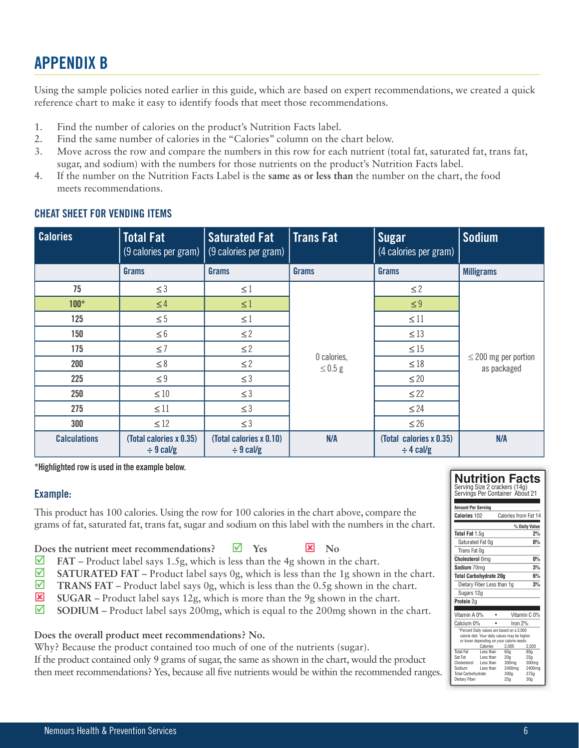# APPENDIX B

Using the sample policies noted earlier in this guide, which are based on expert recommendations, we created a quick reference chart to make it easy to identify foods that meet those recommendations.

1. Find the number of calories on the product's Nutrition Facts label.
2. Find the same number of calories in the "Calories" column on the chart below.
3. Move across the row and compare the numbers in this row for each nutrient (total fat, saturated fat, trans fat, sugar, and sodium) with the numbers for those nutrients on the product's Nutrition Facts label.
4. If the number on the Nutrition Facts Label is the **same as or less than** the number on the chart, the food meets recommendations.

## CHEAT SHEET FOR VENDING ITEMS

| Calories | Total Fat (9 calories per gram) | Saturated Fat (9 calories per gram) | Trans Fat | Sugar (4 calories per gram) | Sodium |
|---|---|---|---|---|---|
| | Grams | Grams | Grams | Grams | Milligrams |
| 75 | ≤ 3 | ≤ 1 | 0 calories, ≤ 0.5 g | ≤ 2 | ≤ 200 mg per portion as packaged |
| 100* | ≤ 4 | ≤ 1 | | ≤ 9 | |
| 125 | ≤ 5 | ≤ 1 | | ≤ 11 | |
| 150 | ≤ 6 | ≤ 2 | | ≤ 13 | |
| 175 | ≤ 7 | ≤ 2 | | ≤ 15 | |
| 200 | ≤ 8 | ≤ 2 | | ≤ 18 | |
| 225 | ≤ 9 | ≤ 3 | | ≤ 20 | |
| 250 | ≤ 10 | ≤ 3 | | ≤ 22 | |
| 275 | ≤ 11 | ≤ 3 | | ≤ 24 | |
| 300 | ≤ 12 | ≤ 3 | | ≤ 26 | |
| Calculations | (Total calories x 0.35) ÷ 9 cal/g | (Total calories x 0.10) ÷ 9 cal/g | N/A | (Total calories x 0.35) ÷ 4 cal/g | N/A |

*Highlighted row is used in the example below.

### Example:

This product has 100 calories. Using the row for 100 calories in the chart above, compare the grams of fat, saturated fat, trans fat, sugar and sodium on this label with the numbers in the chart.

**Does the nutrient meet recommendations?** ☑ Yes ☒ No

- ☑ **FAT** – Product label says 1.5g, which is less than the 4g shown in the chart.
- ☑ **SATURATED FAT** – Product label says 0g, which is less than the 1g shown in the chart.
- ☑ **TRANS FAT** – Product label says 0g, which is less than the 0.5g shown in the chart.
- ☒ **SUGAR** – Product label says 12g, which is more than the 9g shown in the chart.
- ☑ **SODIUM** – Product label says 200mg, which is equal to the 200mg shown in the chart.

**Does the overall product meet recommendations? No.**

Why? Because the product contained too much of one of the nutrients (sugar).
If the product contained only 9 grams of sugar, the same as shown in the chart, would the product then meet recommendations? Yes, because all five nutrients would be within the recommended ranges.

**Nutrition Facts**
Serving Size 2 crackers (14g)
Servings Per Container About 21

| Amount Per Serving | |
|---|---|
| **Calories** 102 | Calories from Fat 14 |
| | % Daily Value |
| **Total Fat** 1.5g | 2% |
| Saturated Fat 0g | 0% |
| Trans Fat 0g | |
| **Cholesterol** 0mg | 0% |
| **Sodium** 70mg | 3% |
| **Total Carbohydrate 20g** | 6% |
| Dietary Fiber Less than 1g | 3% |
| Sugars 12g | |
| **Protein** 2g | |
| Vitamin A 0% • Vitamin C 0% | |
| Calcium 0% • Iron 2% | |

*Percent Daily values are based on a 2,000 calorie diet. Your daily values may be higher or lower depending on your calorie needs.

| | Calories | 2,000 | 2,500 |
|---|---|---|---|
| Total Fat | Less than | 65g | 80g |
| Sat Fat | Less than | 20g | 25g |
| Cholesterol | Less than | 300mg | 300mg |
| Sodium | Less than | 2400mg | 2400mg |
| Total Carbohydrate | | 300g | 375g |
| Dietary Fiber | | 25g | 30g |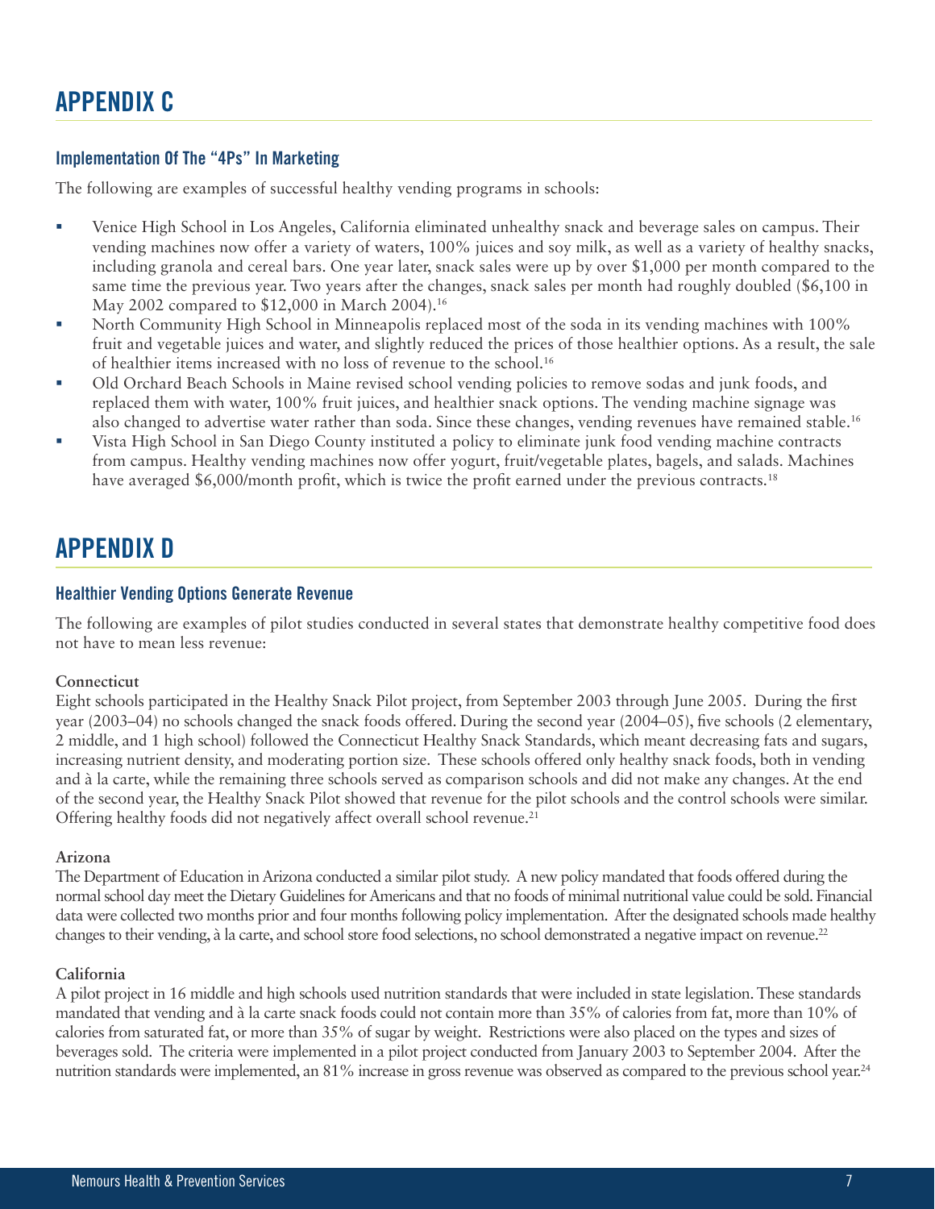# APPENDIX C

## Implementation Of The "4Ps" In Marketing

The following are examples of successful healthy vending programs in schools:

- Venice High School in Los Angeles, California eliminated unhealthy snack and beverage sales on campus. Their vending machines now offer a variety of waters, 100% juices and soy milk, as well as a variety of healthy snacks, including granola and cereal bars. One year later, snack sales were up by over $1,000 per month compared to the same time the previous year. Two years after the changes, snack sales per month had roughly doubled ($6,100 in May 2002 compared to $12,000 in March 2004).[16]
- North Community High School in Minneapolis replaced most of the soda in its vending machines with 100% fruit and vegetable juices and water, and slightly reduced the prices of those healthier options. As a result, the sale of healthier items increased with no loss of revenue to the school.[16]
- Old Orchard Beach Schools in Maine revised school vending policies to remove sodas and junk foods, and replaced them with water, 100% fruit juices, and healthier snack options. The vending machine signage was also changed to advertise water rather than soda. Since these changes, vending revenues have remained stable.[16]
- Vista High School in San Diego County instituted a policy to eliminate junk food vending machine contracts from campus. Healthy vending machines now offer yogurt, fruit/vegetable plates, bagels, and salads. Machines have averaged $6,000/month profit, which is twice the profit earned under the previous contracts.[18]

# APPENDIX D

## Healthier Vending Options Generate Revenue

The following are examples of pilot studies conducted in several states that demonstrate healthy competitive food does not have to mean less revenue:

**Connecticut**

Eight schools participated in the Healthy Snack Pilot project, from September 2003 through June 2005. During the first year (2003–04) no schools changed the snack foods offered. During the second year (2004–05), five schools (2 elementary, 2 middle, and 1 high school) followed the Connecticut Healthy Snack Standards, which meant decreasing fats and sugars, increasing nutrient density, and moderating portion size. These schools offered only healthy snack foods, both in vending and à la carte, while the remaining three schools served as comparison schools and did not make any changes. At the end of the second year, the Healthy Snack Pilot showed that revenue for the pilot schools and the control schools were similar. Offering healthy foods did not negatively affect overall school revenue.[21]

**Arizona**

The Department of Education in Arizona conducted a similar pilot study. A new policy mandated that foods offered during the normal school day meet the Dietary Guidelines for Americans and that no foods of minimal nutritional value could be sold. Financial data were collected two months prior and four months following policy implementation. After the designated schools made healthy changes to their vending, à la carte, and school store food selections, no school demonstrated a negative impact on revenue.[22]

**California**

A pilot project in 16 middle and high schools used nutrition standards that were included in state legislation. These standards mandated that vending and à la carte snack foods could not contain more than 35% of calories from fat, more than 10% of calories from saturated fat, or more than 35% of sugar by weight. Restrictions were also placed on the types and sizes of beverages sold. The criteria were implemented in a pilot project conducted from January 2003 to September 2004. After the nutrition standards were implemented, an 81% increase in gross revenue was observed as compared to the previous school year.[24]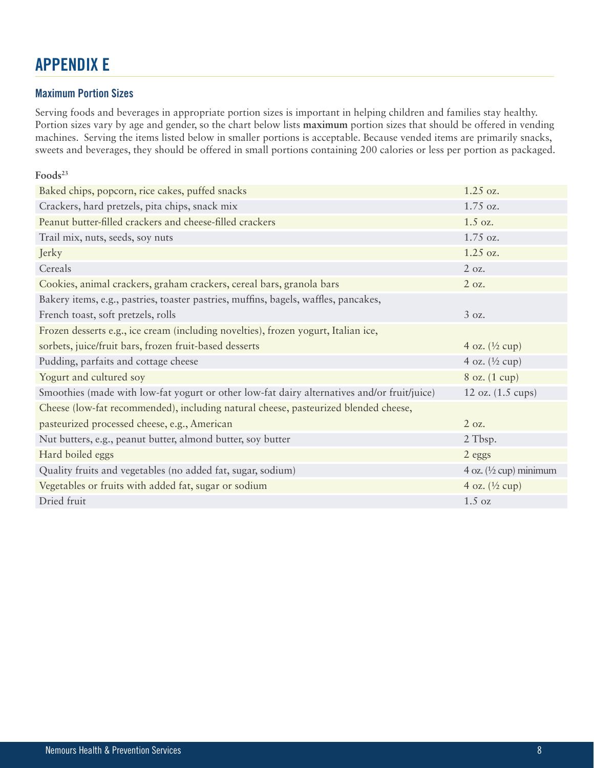# APPENDIX E

## Maximum Portion Sizes

Serving foods and beverages in appropriate portion sizes is important in helping children and families stay healthy. Portion sizes vary by age and gender, so the chart below lists **maximum** portion sizes that should be offered in vending machines. Serving the items listed below in smaller portions is acceptable. Because vended items are primarily snacks, sweets and beverages, they should be offered in small portions containing 200 calories or less per portion as packaged.

**Foods**[23]

| Item | Maximum Portion |
|---|---|
| Baked chips, popcorn, rice cakes, puffed snacks | 1.25 oz. |
| Crackers, hard pretzels, pita chips, snack mix | 1.75 oz. |
| Peanut butter-filled crackers and cheese-filled crackers | 1.5 oz. |
| Trail mix, nuts, seeds, soy nuts | 1.75 oz. |
| Jerky | 1.25 oz. |
| Cereals | 2 oz. |
| Cookies, animal crackers, graham crackers, cereal bars, granola bars | 2 oz. |
| Bakery items, e.g., pastries, toaster pastries, muffins, bagels, waffles, pancakes, French toast, soft pretzels, rolls | 3 oz. |
| Frozen desserts e.g., ice cream (including novelties), frozen yogurt, Italian ice, sorbets, juice/fruit bars, frozen fruit-based desserts | 4 oz. (½ cup) |
| Pudding, parfaits and cottage cheese | 4 oz. (½ cup) |
| Yogurt and cultured soy | 8 oz. (1 cup) |
| Smoothies (made with low-fat yogurt or other low-fat dairy alternatives and/or fruit/juice) | 12 oz. (1.5 cups) |
| Cheese (low-fat recommended), including natural cheese, pasteurized blended cheese, pasteurized processed cheese, e.g., American | 2 oz. |
| Nut butters, e.g., peanut butter, almond butter, soy butter | 2 Tbsp. |
| Hard boiled eggs | 2 eggs |
| Quality fruits and vegetables (no added fat, sugar, sodium) | 4 oz. (½ cup) minimum |
| Vegetables or fruits with added fat, sugar or sodium | 4 oz. (½ cup) |
| Dried fruit | 1.5 oz |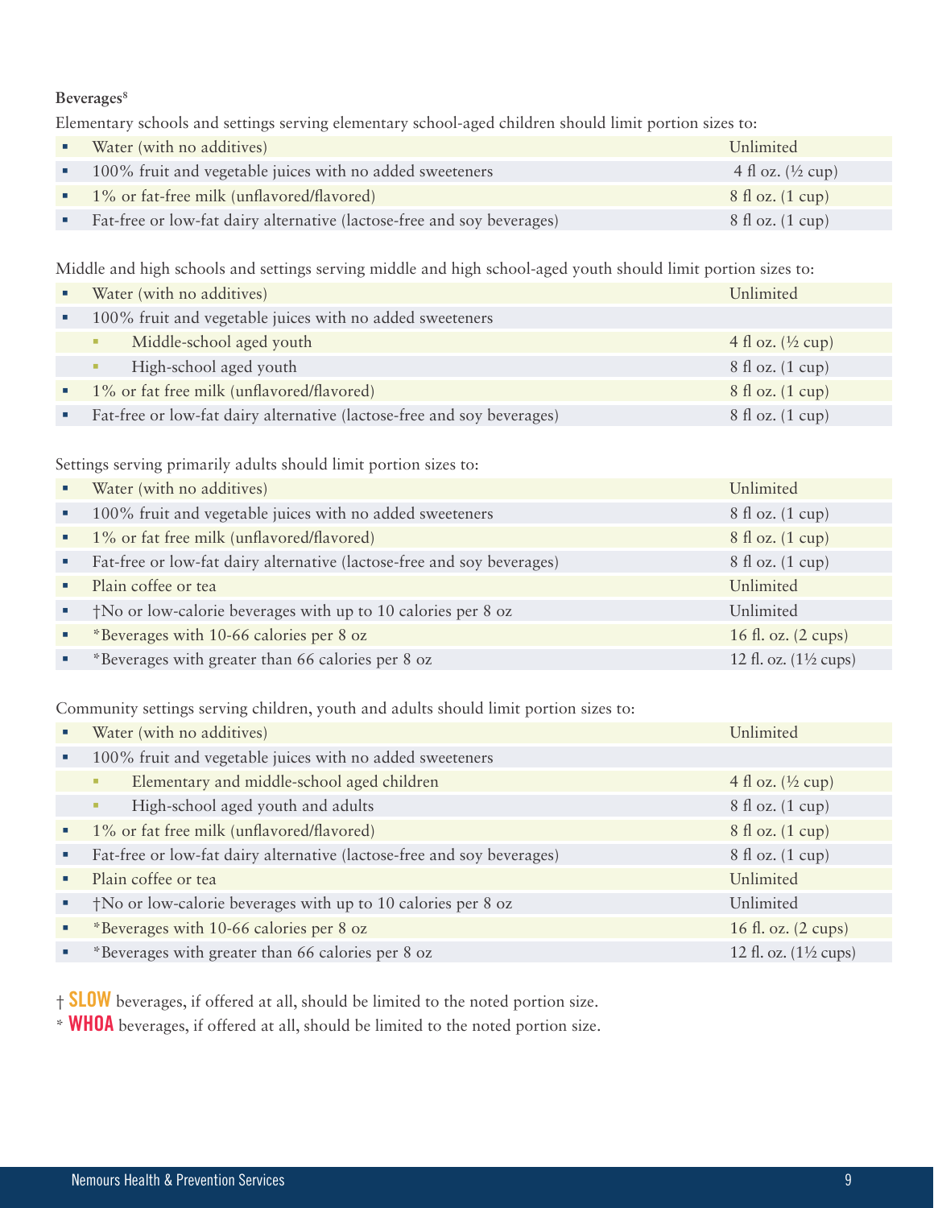**Beverages**[8]

Elementary schools and settings serving elementary school-aged children should limit portion sizes to:

| Beverage | Portion size |
|---|---|
| Water (with no additives) | Unlimited |
| 100% fruit and vegetable juices with no added sweeteners | 4 fl oz. (½ cup) |
| 1% or fat-free milk (unflavored/flavored) | 8 fl oz. (1 cup) |
| Fat-free or low-fat dairy alternative (lactose-free and soy beverages) | 8 fl oz. (1 cup) |

Middle and high schools and settings serving middle and high school-aged youth should limit portion sizes to:

| Beverage | Portion size |
|---|---|
| Water (with no additives) | Unlimited |
| 100% fruit and vegetable juices with no added sweeteners | |
| – Middle-school aged youth | 4 fl oz. (½ cup) |
| – High-school aged youth | 8 fl oz. (1 cup) |
| 1% or fat free milk (unflavored/flavored) | 8 fl oz. (1 cup) |
| Fat-free or low-fat dairy alternative (lactose-free and soy beverages) | 8 fl oz. (1 cup) |

Settings serving primarily adults should limit portion sizes to:

| Beverage | Portion size |
|---|---|
| Water (with no additives) | Unlimited |
| 100% fruit and vegetable juices with no added sweeteners | 8 fl oz. (1 cup) |
| 1% or fat free milk (unflavored/flavored) | 8 fl oz. (1 cup) |
| Fat-free or low-fat dairy alternative (lactose-free and soy beverages) | 8 fl oz. (1 cup) |
| Plain coffee or tea | Unlimited |
| †No or low-calorie beverages with up to 10 calories per 8 oz | Unlimited |
| *Beverages with 10-66 calories per 8 oz | 16 fl. oz. (2 cups) |
| *Beverages with greater than 66 calories per 8 oz | 12 fl. oz. (1½ cups) |

Community settings serving children, youth and adults should limit portion sizes to:

| Beverage | Portion size |
|---|---|
| Water (with no additives) | Unlimited |
| 100% fruit and vegetable juices with no added sweeteners | |
| – Elementary and middle-school aged children | 4 fl oz. (½ cup) |
| – High-school aged youth and adults | 8 fl oz. (1 cup) |
| 1% or fat free milk (unflavored/flavored) | 8 fl oz. (1 cup) |
| Fat-free or low-fat dairy alternative (lactose-free and soy beverages) | 8 fl oz. (1 cup) |
| Plain coffee or tea | Unlimited |
| †No or low-calorie beverages with up to 10 calories per 8 oz | Unlimited |
| *Beverages with 10-66 calories per 8 oz | 16 fl. oz. (2 cups) |
| *Beverages with greater than 66 calories per 8 oz | 12 fl. oz. (1½ cups) |

† **SLOW** beverages, if offered at all, should be limited to the noted portion size.

* **WHOA** beverages, if offered at all, should be limited to the noted portion size.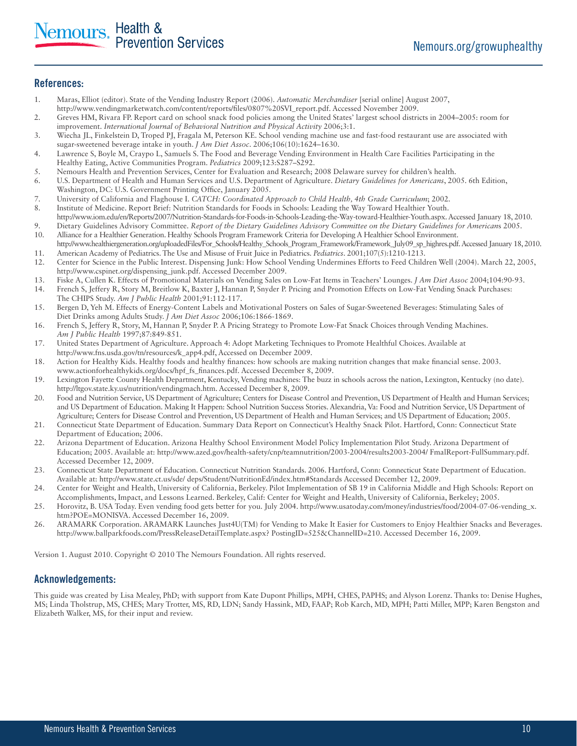## References:

1. Maras, Elliot (editor). State of the Vending Industry Report (2006). *Automatic Merchandiser* [serial online] August 2007, http://www.vendingmarketwatch.com/content/reports/files/0807%20SVI_report.pdf. Accessed November 2009.
2. Greves HM, Rivara FP. Report card on school snack food policies among the United States' largest school districts in 2004–2005: room for improvement. *International Journal of Behavioral Nutrition and Physical Activity* 2006;3:1.
3. Wiecha JL, Finkelstein D, Troped PJ, Fragala M, Peterson KE. School vending machine use and fast-food restaurant use are associated with sugar-sweetened beverage intake in youth. *J Am Diet Assoc*. 2006;106(10):1624–1630.
4. Lawrence S, Boyle M, Craypo L, Samuels S. The Food and Beverage Vending Environment in Health Care Facilities Participating in the Healthy Eating, Active Communities Program. *Pediatrics* 2009;123:S287–S292.
5. Nemours Health and Prevention Services, Center for Evaluation and Research; 2008 Delaware survey for children's health.
6. U.S. Department of Health and Human Services and U.S. Department of Agriculture. *Dietary Guidelines for Americans*, 2005. 6th Edition, Washington, DC: U.S. Government Printing Office, January 2005.
7. University of California and Flaghouse I. *CATCH: Coordinated Approach to Child Health, 4th Grade Curriculum*; 2002.
8. Institute of Medicine. Report Brief: Nutrition Standards for Foods in Schools: Leading the Way Toward Healthier Youth. http://www.iom.edu/en/Reports/2007/Nutrition-Standards-for-Foods-in-Schools-Leading-the-Way-toward-Healthier-Youth.aspx. Accessed January 18, 2010.
9. Dietary Guidelines Advisory Committee. *Report of the Dietary Guidelines Advisory Committee on the Dietary Guidelines for Americans* 2005.
10. Alliance for a Healthier Generation. Healthy Schools Program Framework Criteria for Developing A Healthier School Environment. http://www.healthiergeneration.org/uploadedFiles/For_Schools/Healthy_Schools_Program_Framework/Framework_July09_sp_highres.pdf. Accessed January 18, 2010.
11. American Academy of Pediatrics. The Use and Misuse of Fruit Juice in Pediatrics. *Pediatrics*. 2001;107(5):1210-1213.
12. Center for Science in the Public Interest. Dispensing Junk: How School Vending Undermines Efforts to Feed Children Well (2004). March 22, 2005, http://www.cspinet.org/dispensing_junk.pdf. Accessed December 2009.
13. Fiske A, Cullen K. Effects of Promotional Materials on Vending Sales on Low-Fat Items in Teachers' Lounges. *J Am Diet Assoc* 2004;104:90-93.
14. French S, Jeffery R, Story M, Breitlow K, Baxter J, Hannan P, Snyder P. Pricing and Promotion Effects on Low-Fat Vending Snack Purchases: The CHIPS Study. *Am J Public Health* 2001;91:112-117.
15. Bergen D, Yeh M. Effects of Energy-Content Labels and Motivational Posters on Sales of Sugar-Sweetened Beverages: Stimulating Sales of Diet Drinks among Adults Study. *J Am Diet Assoc* 2006;106:1866-1869.
16. French S, Jeffery R, Story, M, Hannan P, Snyder P. A Pricing Strategy to Promote Low-Fat Snack Choices through Vending Machines. *Am J Public Health* 1997;87:849-851.
17. United States Department of Agriculture. Approach 4: Adopt Marketing Techniques to Promote Healthful Choices. Available at http://www.fns.usda.gov/tn/resources/k_app4.pdf, Accessed on December 2009.
18. Action for Healthy Kids. Healthy foods and healthy finances: how schools are making nutrition changes that make financial sense. 2003. www.actionforhealthykids.org/docs/hpf_fs_finances.pdf. Accessed December 8, 2009.
19. Lexington Fayette County Health Department, Kentucky, Vending machines: The buzz in schools across the nation, Lexington, Kentucky (no date). http://ltgov.state.ky.us/nutrition/vendingmach.htm. Accessed December 8, 2009.
20. Food and Nutrition Service, US Department of Agriculture; Centers for Disease Control and Prevention, US Department of Health and Human Services; and US Department of Education. Making It Happen: School Nutrition Success Stories. Alexandria, Va: Food and Nutrition Service, US Department of Agriculture; Centers for Disease Control and Prevention, US Department of Health and Human Services; and US Department of Education; 2005.
21. Connecticut State Department of Education. Summary Data Report on Connecticut's Healthy Snack Pilot. Hartford, Conn: Connecticut State Department of Education; 2006.
22. Arizona Department of Education. Arizona Healthy School Environment Model Policy Implementation Pilot Study. Arizona Department of Education; 2005. Available at: http://www.azed.gov/health-safety/cnp/teamnutrition/2003-2004/results2003-2004/ FmalReport-FullSummary.pdf. Accessed December 12, 2009.
23. Connecticut State Department of Education. Connecticut Nutrition Standards. 2006. Hartford, Conn: Connecticut State Department of Education. Available at: http://www.state.ct.us/sde/ deps/Student/NutritionEd/index.htm#Standards Accessed December 12, 2009.
24. Center for Weight and Health, University of California, Berkeley. Pilot Implementation of SB 19 in California Middle and High Schools: Report on Accomplishments, Impact, and Lessons Learned. Berkeley, Calif: Center for Weight and Health, University of California, Berkeley; 2005.
25. Horovitz, B. USA Today. Even vending food gets better for you. July 2004. http://www.usatoday.com/money/industries/food/2004-07-06-vending_x.htm?POE=MONISVA. Accessed December 16, 2009.
26. ARAMARK Corporation. ARAMARK Launches Just4U(TM) for Vending to Make It Easier for Customers to Enjoy Healthier Snacks and Beverages. http://www.ballparkfoods.com/PressReleaseDetailTemplate.aspx? PostingID=525&ChannelID=210. Accessed December 16, 2009.

Version 1. August 2010. Copyright © 2010 The Nemours Foundation. All rights reserved.

## Acknowledgements:

This guide was created by Lisa Mealey, PhD; with support from Kate Dupont Phillips, MPH, CHES, PAPHS; and Alyson Lorenz. Thanks to: Denise Hughes, MS; Linda Tholstrup, MS, CHES; Mary Trotter, MS, RD, LDN; Sandy Hassink, MD, FAAP; Rob Karch, MD, MPH; Patti Miller, MPP; Karen Bengston and Elizabeth Walker, MS, for their input and review.